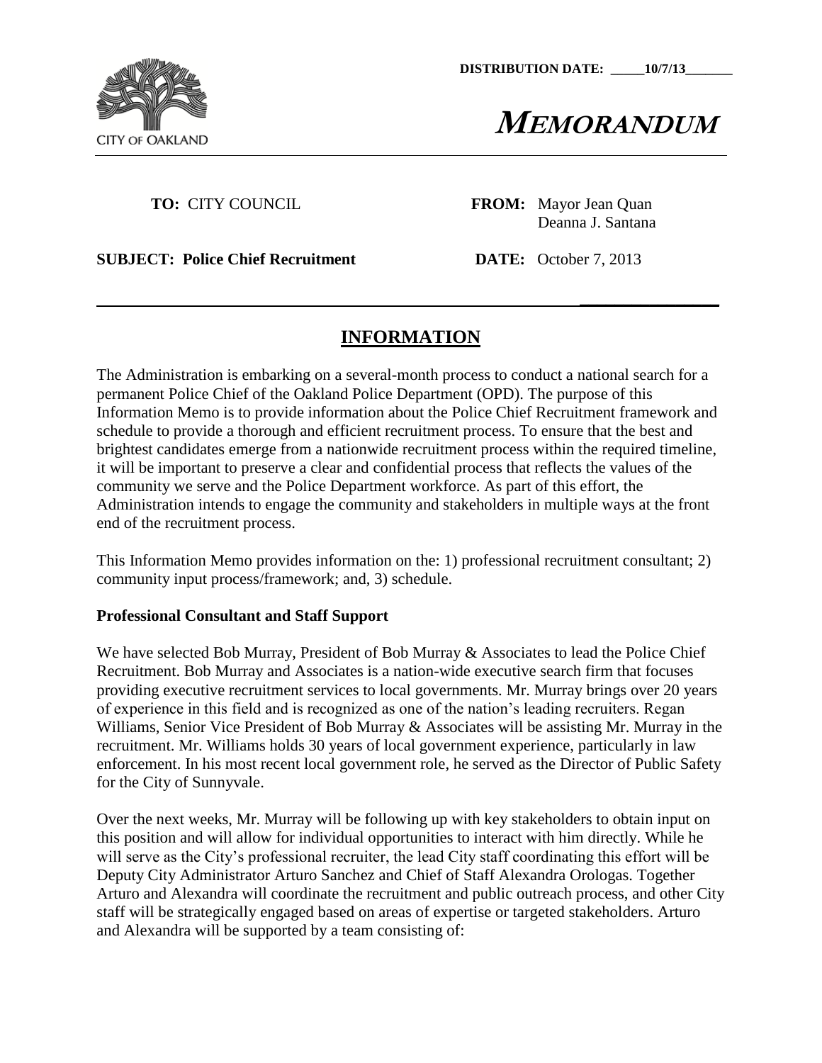DISTRIBUTION DATE: _____10/7/13_______

CITY OF OAKLAND

# MEMORANDUM

**TO:** CITY COUNCIL

**FROM:** Mayor Jean Quan
Deanna J. Santana

**SUBJECT: Police Chief Recruitment**

**DATE:** October 7, 2013

## INFORMATION

The Administration is embarking on a several-month process to conduct a national search for a permanent Police Chief of the Oakland Police Department (OPD). The purpose of this Information Memo is to provide information about the Police Chief Recruitment framework and schedule to provide a thorough and efficient recruitment process. To ensure that the best and brightest candidates emerge from a nationwide recruitment process within the required timeline, it will be important to preserve a clear and confidential process that reflects the values of the community we serve and the Police Department workforce. As part of this effort, the Administration intends to engage the community and stakeholders in multiple ways at the front end of the recruitment process.

This Information Memo provides information on the: 1) professional recruitment consultant; 2) community input process/framework; and, 3) schedule.

**Professional Consultant and Staff Support**

We have selected Bob Murray, President of Bob Murray & Associates to lead the Police Chief Recruitment. Bob Murray and Associates is a nation-wide executive search firm that focuses providing executive recruitment services to local governments. Mr. Murray brings over 20 years of experience in this field and is recognized as one of the nation's leading recruiters. Regan Williams, Senior Vice President of Bob Murray & Associates will be assisting Mr. Murray in the recruitment. Mr. Williams holds 30 years of local government experience, particularly in law enforcement. In his most recent local government role, he served as the Director of Public Safety for the City of Sunnyvale.

Over the next weeks, Mr. Murray will be following up with key stakeholders to obtain input on this position and will allow for individual opportunities to interact with him directly. While he will serve as the City's professional recruiter, the lead City staff coordinating this effort will be Deputy City Administrator Arturo Sanchez and Chief of Staff Alexandra Orologas. Together Arturo and Alexandra will coordinate the recruitment and public outreach process, and other City staff will be strategically engaged based on areas of expertise or targeted stakeholders. Arturo and Alexandra will be supported by a team consisting of: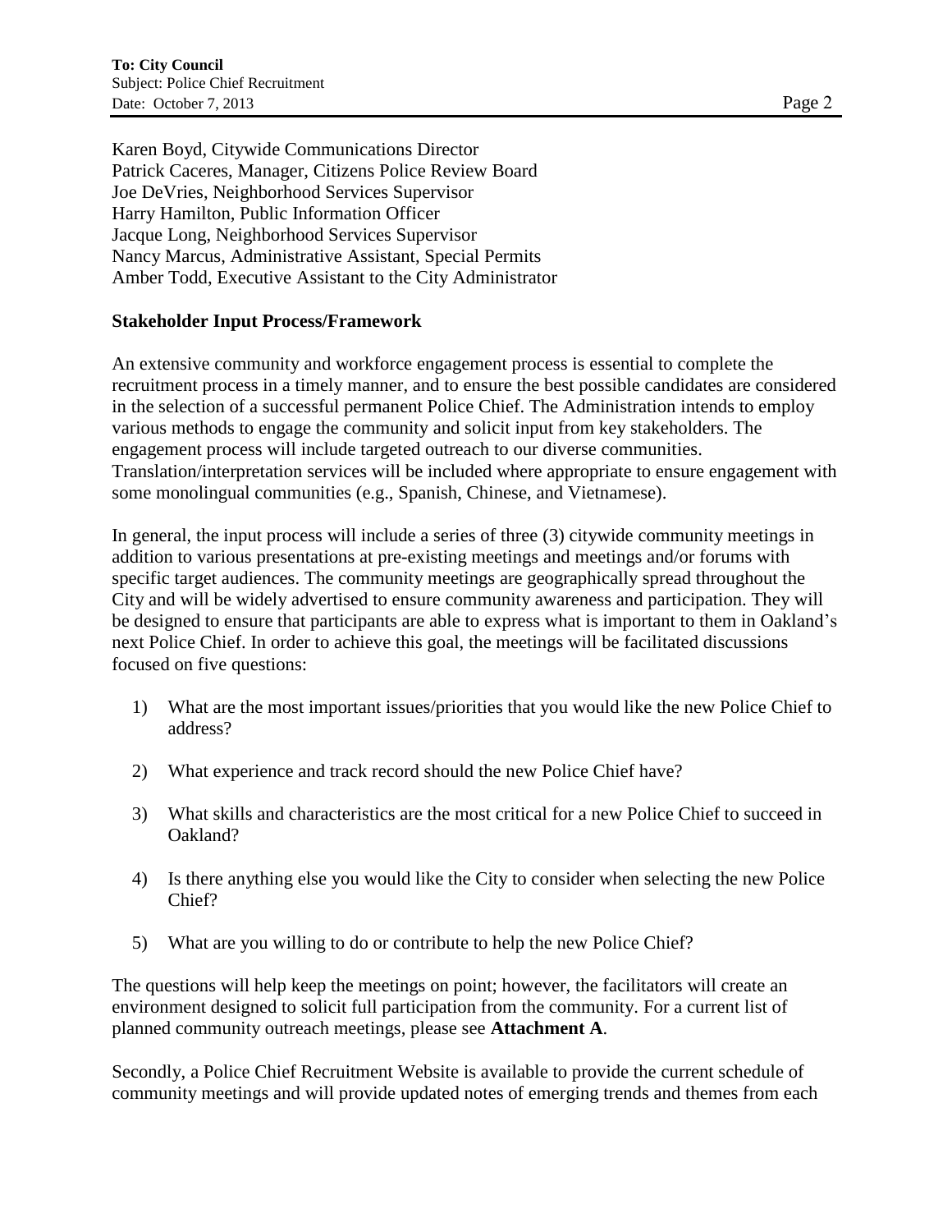Karen Boyd, Citywide Communications Director
Patrick Caceres, Manager, Citizens Police Review Board
Joe DeVries, Neighborhood Services Supervisor
Harry Hamilton, Public Information Officer
Jacque Long, Neighborhood Services Supervisor
Nancy Marcus, Administrative Assistant, Special Permits
Amber Todd, Executive Assistant to the City Administrator

**Stakeholder Input Process/Framework**

An extensive community and workforce engagement process is essential to complete the recruitment process in a timely manner, and to ensure the best possible candidates are considered in the selection of a successful permanent Police Chief. The Administration intends to employ various methods to engage the community and solicit input from key stakeholders. The engagement process will include targeted outreach to our diverse communities. Translation/interpretation services will be included where appropriate to ensure engagement with some monolingual communities (e.g., Spanish, Chinese, and Vietnamese).

In general, the input process will include a series of three (3) citywide community meetings in addition to various presentations at pre-existing meetings and meetings and/or forums with specific target audiences. The community meetings are geographically spread throughout the City and will be widely advertised to ensure community awareness and participation. They will be designed to ensure that participants are able to express what is important to them in Oakland's next Police Chief. In order to achieve this goal, the meetings will be facilitated discussions focused on five questions:

1) What are the most important issues/priorities that you would like the new Police Chief to address?

2) What experience and track record should the new Police Chief have?

3) What skills and characteristics are the most critical for a new Police Chief to succeed in Oakland?

4) Is there anything else you would like the City to consider when selecting the new Police Chief?

5) What are you willing to do or contribute to help the new Police Chief?

The questions will help keep the meetings on point; however, the facilitators will create an environment designed to solicit full participation from the community. For a current list of planned community outreach meetings, please see **Attachment A**.

Secondly, a Police Chief Recruitment Website is available to provide the current schedule of community meetings and will provide updated notes of emerging trends and themes from each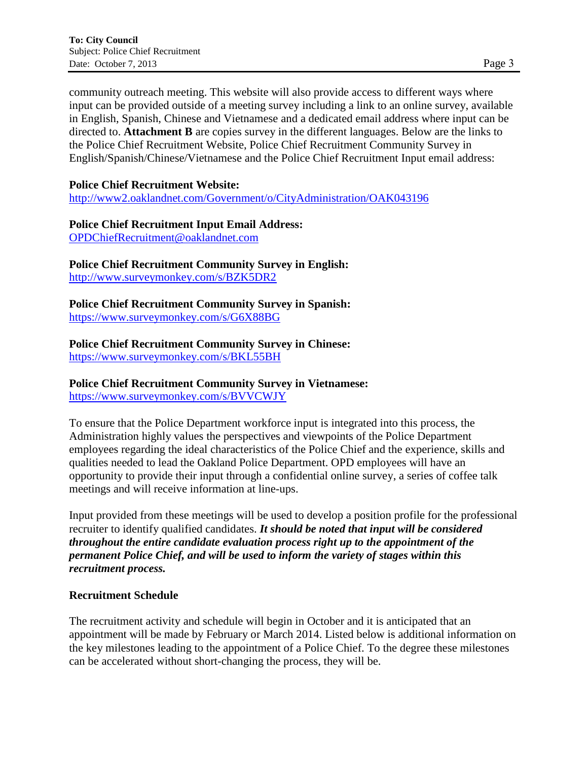community outreach meeting. This website will also provide access to different ways where input can be provided outside of a meeting survey including a link to an online survey, available in English, Spanish, Chinese and Vietnamese and a dedicated email address where input can be directed to. **Attachment B** are copies survey in the different languages. Below are the links to the Police Chief Recruitment Website, Police Chief Recruitment Community Survey in English/Spanish/Chinese/Vietnamese and the Police Chief Recruitment Input email address:

**Police Chief Recruitment Website:**
http://www2.oaklandnet.com/Government/o/CityAdministration/OAK043196

**Police Chief Recruitment Input Email Address:**
OPDChiefRecruitment@oaklandnet.com

**Police Chief Recruitment Community Survey in English:**
http://www.surveymonkey.com/s/BZK5DR2

**Police Chief Recruitment Community Survey in Spanish:**
https://www.surveymonkey.com/s/G6X88BG

**Police Chief Recruitment Community Survey in Chinese:**
https://www.surveymonkey.com/s/BKL55BH

**Police Chief Recruitment Community Survey in Vietnamese:**
https://www.surveymonkey.com/s/BVVCWJY

To ensure that the Police Department workforce input is integrated into this process, the Administration highly values the perspectives and viewpoints of the Police Department employees regarding the ideal characteristics of the Police Chief and the experience, skills and qualities needed to lead the Oakland Police Department. OPD employees will have an opportunity to provide their input through a confidential online survey, a series of coffee talk meetings and will receive information at line-ups.

Input provided from these meetings will be used to develop a position profile for the professional recruiter to identify qualified candidates. ***It should be noted that input will be considered throughout the entire candidate evaluation process right up to the appointment of the permanent Police Chief, and will be used to inform the variety of stages within this recruitment process.***

### Recruitment Schedule

The recruitment activity and schedule will begin in October and it is anticipated that an appointment will be made by February or March 2014. Listed below is additional information on the key milestones leading to the appointment of a Police Chief. To the degree these milestones can be accelerated without short-changing the process, they will be.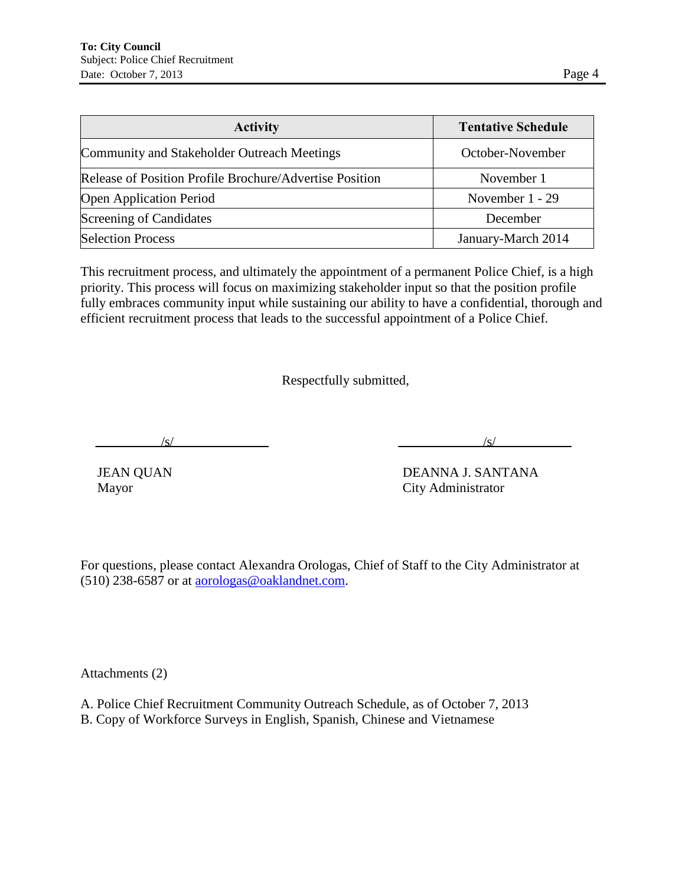| Activity | Tentative Schedule |
| --- | --- |
| Community and Stakeholder Outreach Meetings | October-November |
| Release of Position Profile Brochure/Advertise Position | November 1 |
| Open Application Period | November 1 - 29 |
| Screening of Candidates | December |
| Selection Process | January-March 2014 |

This recruitment process, and ultimately the appointment of a permanent Police Chief, is a high priority. This process will focus on maximizing stakeholder input so that the position profile fully embraces community input while sustaining our ability to have a confidential, thorough and efficient recruitment process that leads to the successful appointment of a Police Chief.

Respectfully submitted,

/s/

JEAN QUAN
Mayor

/s/

DEANNA J. SANTANA
City Administrator

For questions, please contact Alexandra Orologas, Chief of Staff to the City Administrator at (510) 238-6587 or at aorologas@oaklandnet.com.

Attachments (2)

A. Police Chief Recruitment Community Outreach Schedule, as of October 7, 2013
B. Copy of Workforce Surveys in English, Spanish, Chinese and Vietnamese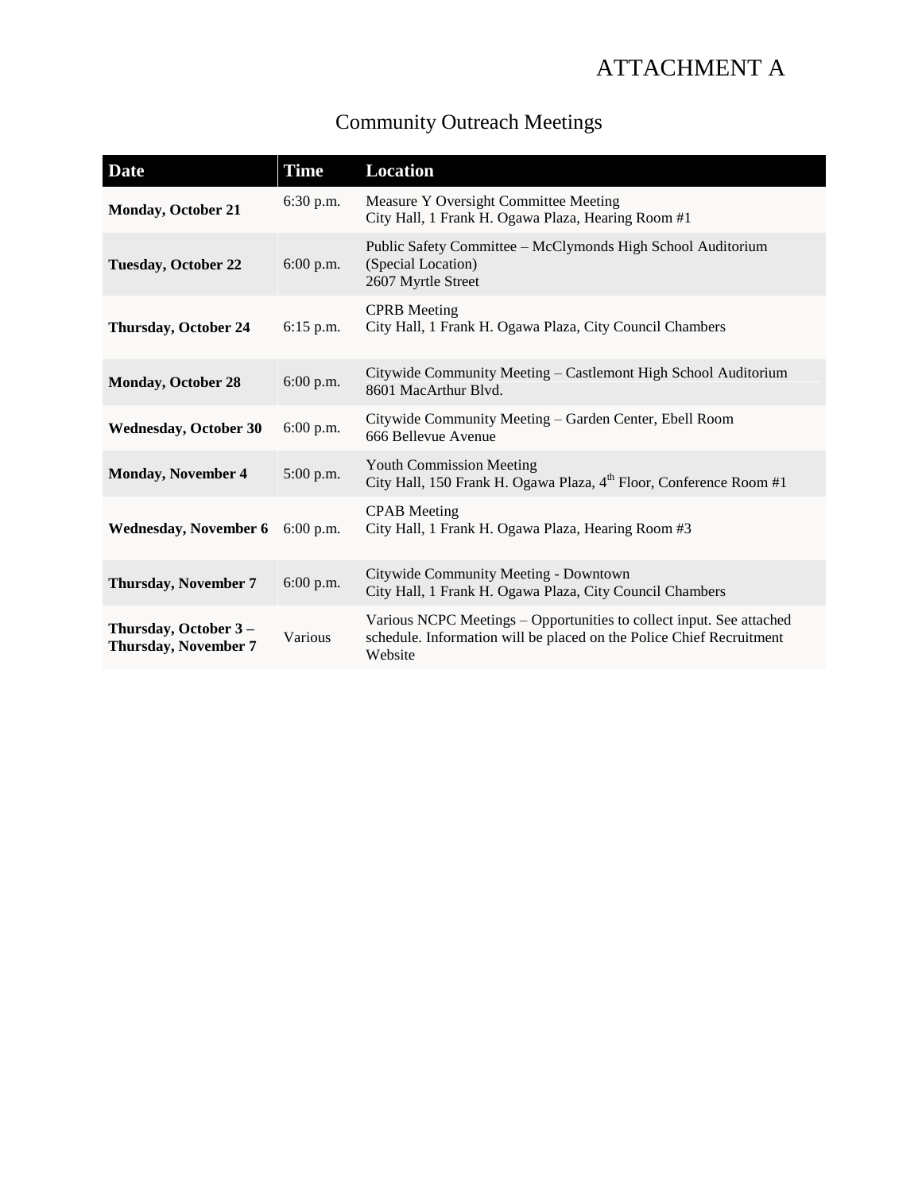# ATTACHMENT A

## Community Outreach Meetings

| Date | Time | Location |
|---|---|---|
| **Monday, October 21** | 6:30 p.m. | Measure Y Oversight Committee Meeting<br>City Hall, 1 Frank H. Ogawa Plaza, Hearing Room #1 |
| **Tuesday, October 22** | 6:00 p.m. | Public Safety Committee – McClymonds High School Auditorium (Special Location)<br>2607 Myrtle Street |
| **Thursday, October 24** | 6:15 p.m. | CPRB Meeting<br>City Hall, 1 Frank H. Ogawa Plaza, City Council Chambers |
| **Monday, October 28** | 6:00 p.m. | Citywide Community Meeting – Castlemont High School Auditorium<br>8601 MacArthur Blvd. |
| **Wednesday, October 30** | 6:00 p.m. | Citywide Community Meeting – Garden Center, Ebell Room<br>666 Bellevue Avenue |
| **Monday, November 4** | 5:00 p.m. | Youth Commission Meeting<br>City Hall, 150 Frank H. Ogawa Plaza, 4th Floor, Conference Room #1 |
| **Wednesday, November 6** | 6:00 p.m. | CPAB Meeting<br>City Hall, 1 Frank H. Ogawa Plaza, Hearing Room #3 |
| **Thursday, November 7** | 6:00 p.m. | Citywide Community Meeting - Downtown<br>City Hall, 1 Frank H. Ogawa Plaza, City Council Chambers |
| **Thursday, October 3 – Thursday, November 7** | Various | Various NCPC Meetings – Opportunities to collect input. See attached schedule. Information will be placed on the Police Chief Recruitment Website |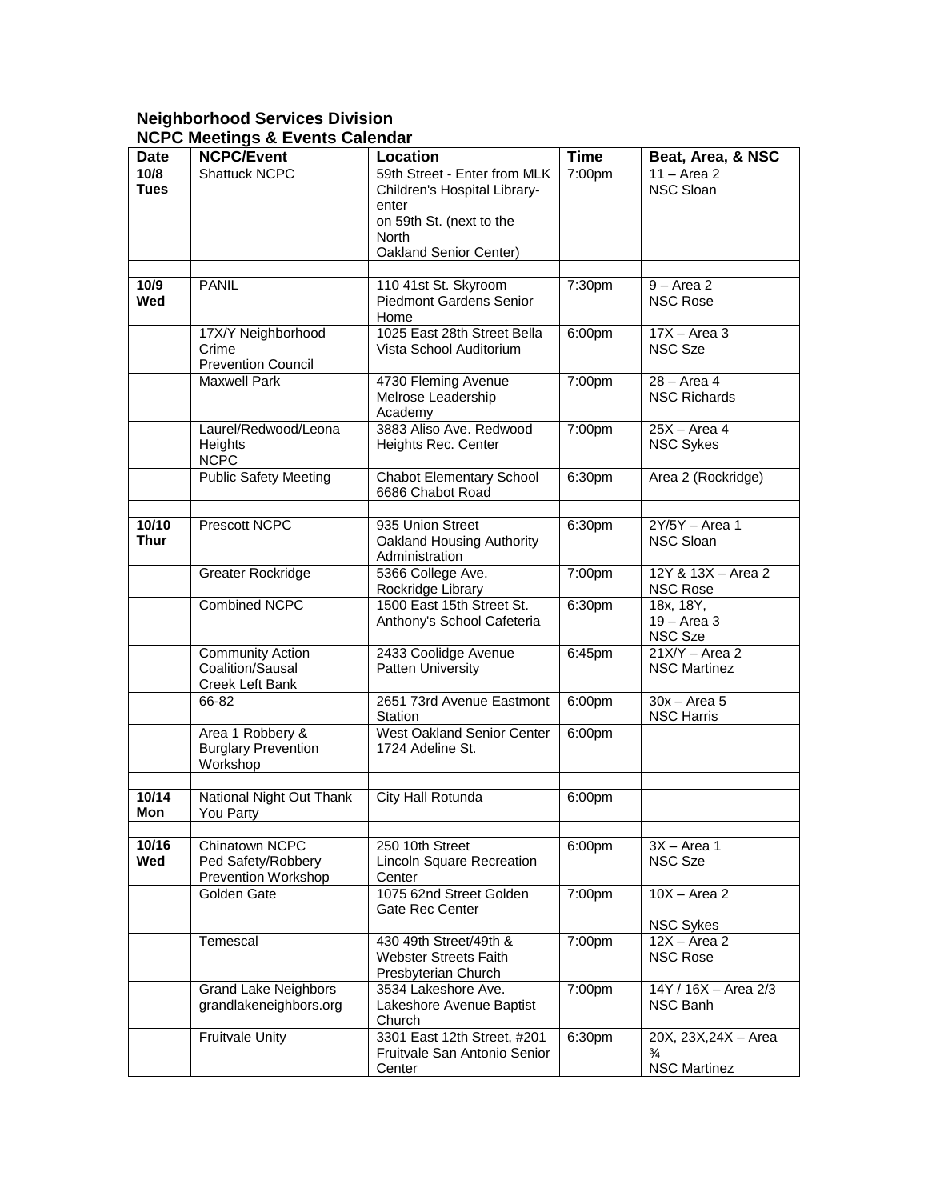**Neighborhood Services Division**
**NCPC Meetings & Events Calendar**

| Date | NCPC/Event | Location | Time | Beat, Area, & NSC |
|---|---|---|---|---|
| **10/8 Tues** | Shattuck NCPC | 59th Street - Enter from MLK Children's Hospital Library- enter on 59th St. (next to the North Oakland Senior Center) | 7:00pm | 11 – Area 2 NSC Sloan |
| | | | | |
| **10/9 Wed** | PANIL | 110 41st St. Skyroom Piedmont Gardens Senior Home | 7:30pm | 9 – Area 2 NSC Rose |
| | 17X/Y Neighborhood Crime Prevention Council | 1025 East 28th Street Bella Vista School Auditorium | 6:00pm | 17X – Area 3 NSC Sze |
| | Maxwell Park | 4730 Fleming Avenue Melrose Leadership Academy | 7:00pm | 28 – Area 4 NSC Richards |
| | Laurel/Redwood/Leona Heights NCPC | 3883 Aliso Ave. Redwood Heights Rec. Center | 7:00pm | 25X – Area 4 NSC Sykes |
| | Public Safety Meeting | Chabot Elementary School 6686 Chabot Road | 6:30pm | Area 2 (Rockridge) |
| | | | | |
| **10/10 Thur** | Prescott NCPC | 935 Union Street Oakland Housing Authority Administration | 6:30pm | 2Y/5Y – Area 1 NSC Sloan |
| | Greater Rockridge | 5366 College Ave. Rockridge Library | 7:00pm | 12Y & 13X – Area 2 NSC Rose |
| | Combined NCPC | 1500 East 15th Street St. Anthony's School Cafeteria | 6:30pm | 18x, 18Y, 19 – Area 3 NSC Sze |
| | Community Action Coalition/Sausal Creek Left Bank | 2433 Coolidge Avenue Patten University | 6:45pm | 21X/Y – Area 2 NSC Martinez |
| | 66-82 | 2651 73rd Avenue Eastmont Station | 6:00pm | 30x – Area 5 NSC Harris |
| | Area 1 Robbery & Burglary Prevention Workshop | West Oakland Senior Center 1724 Adeline St. | 6:00pm | |
| | | | | |
| **10/14 Mon** | National Night Out Thank You Party | City Hall Rotunda | 6:00pm | |
| | | | | |
| **10/16 Wed** | Chinatown NCPC Ped Safety/Robbery Prevention Workshop | 250 10th Street Lincoln Square Recreation Center | 6:00pm | 3X – Area 1 NSC Sze |
| | Golden Gate | 1075 62nd Street Golden Gate Rec Center | 7:00pm | 10X – Area 2 NSC Sykes |
| | Temescal | 430 49th Street/49th & Webster Streets Faith Presbyterian Church | 7:00pm | 12X – Area 2 NSC Rose |
| | Grand Lake Neighbors grandlakeneighbors.org | 3534 Lakeshore Ave. Lakeshore Avenue Baptist Church | 7:00pm | 14Y / 16X – Area 2/3 NSC Banh |
| | Fruitvale Unity | 3301 East 12th Street, #201 Fruitvale San Antonio Senior Center | 6:30pm | 20X, 23X,24X – Area ¾ NSC Martinez |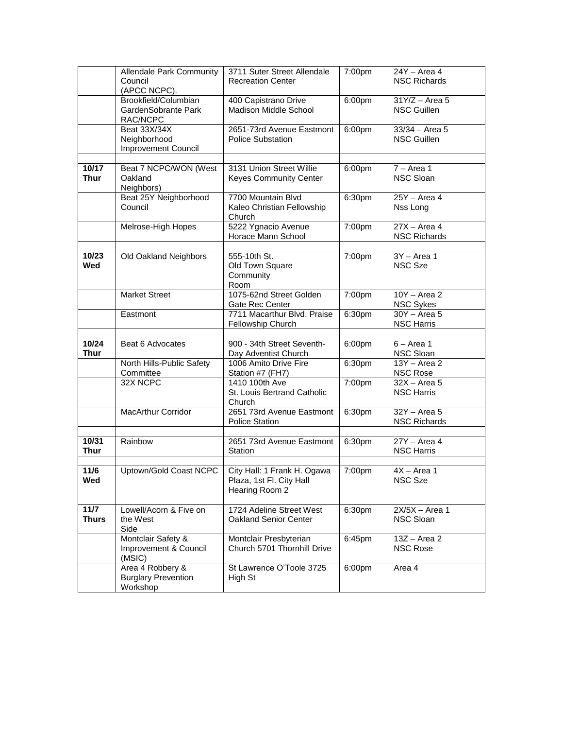| | | | | |
|---|---|---|---|---|
| | Allendale Park Community Council (APCC NCPC). | 3711 Suter Street Allendale Recreation Center | 7:00pm | 24Y – Area 4 NSC Richards |
| | Brookfield/Columbian GardenSobrante Park RAC/NCPC | 400 Capistrano Drive Madison Middle School | 6:00pm | 31Y/Z – Area 5 NSC Guillen |
| | Beat 33X/34X Neighborhood Improvement Council | 2651-73rd Avenue Eastmont Police Substation | 6:00pm | 33/34 – Area 5 NSC Guillen |
| | | | | |
| **10/17 Thur** | Beat 7 NCPC/WON (West Oakland Neighbors) | 3131 Union Street Willie Keyes Community Center | 6:00pm | 7 – Area 1 NSC Sloan |
| | Beat 25Y Neighborhood Council | 7700 Mountain Blvd Kaleo Christian Fellowship Church | 6:30pm | 25Y – Area 4 Nss Long |
| | Melrose-High Hopes | 5222 Ygnacio Avenue Horace Mann School | 7:00pm | 27X – Area 4 NSC Richards |
| | | | | |
| **10/23 Wed** | Old Oakland Neighbors | 555-10th St. Old Town Square Community Room | 7:00pm | 3Y – Area 1 NSC Sze |
| | Market Street | 1075-62nd Street Golden Gate Rec Center | 7:00pm | 10Y – Area 2 NSC Sykes |
| | Eastmont | 7711 Macarthur Blvd. Praise Fellowship Church | 6:30pm | 30Y – Area 5 NSC Harris |
| | | | | |
| **10/24 Thur** | Beat 6 Advocates | 900 - 34th Street Seventh-Day Adventist Church | 6:00pm | 6 – Area 1 NSC Sloan |
| | North Hills-Public Safety Committee | 1006 Amito Drive Fire Station #7 (FH7) | 6:30pm | 13Y – Area 2 NSC Rose |
| | 32X NCPC | 1410 100th Ave St. Louis Bertrand Catholic Church | 7:00pm | 32X – Area 5 NSC Harris |
| | MacArthur Corridor | 2651 73rd Avenue Eastmont Police Station | 6:30pm | 32Y – Area 5 NSC Richards |
| | | | | |
| **10/31 Thur** | Rainbow | 2651 73rd Avenue Eastmont Station | 6:30pm | 27Y – Area 4 NSC Harris |
| | | | | |
| **11/6 Wed** | Uptown/Gold Coast NCPC | City Hall: 1 Frank H. Ogawa Plaza, 1st Fl. City Hall Hearing Room 2 | 7:00pm | 4X – Area 1 NSC Sze |
| | | | | |
| **11/7 Thurs** | Lowell/Acorn & Five on the West Side | 1724 Adeline Street West Oakland Senior Center | 6:30pm | 2X/5X – Area 1 NSC Sloan |
| | Montclair Safety & Improvement & Council (MSIC) | Montclair Presbyterian Church 5701 Thornhill Drive | 6:45pm | 13Z – Area 2 NSC Rose |
| | Area 4 Robbery & Burglary Prevention Workshop | St Lawrence O'Toole 3725 High St | 6:00pm | Area 4 |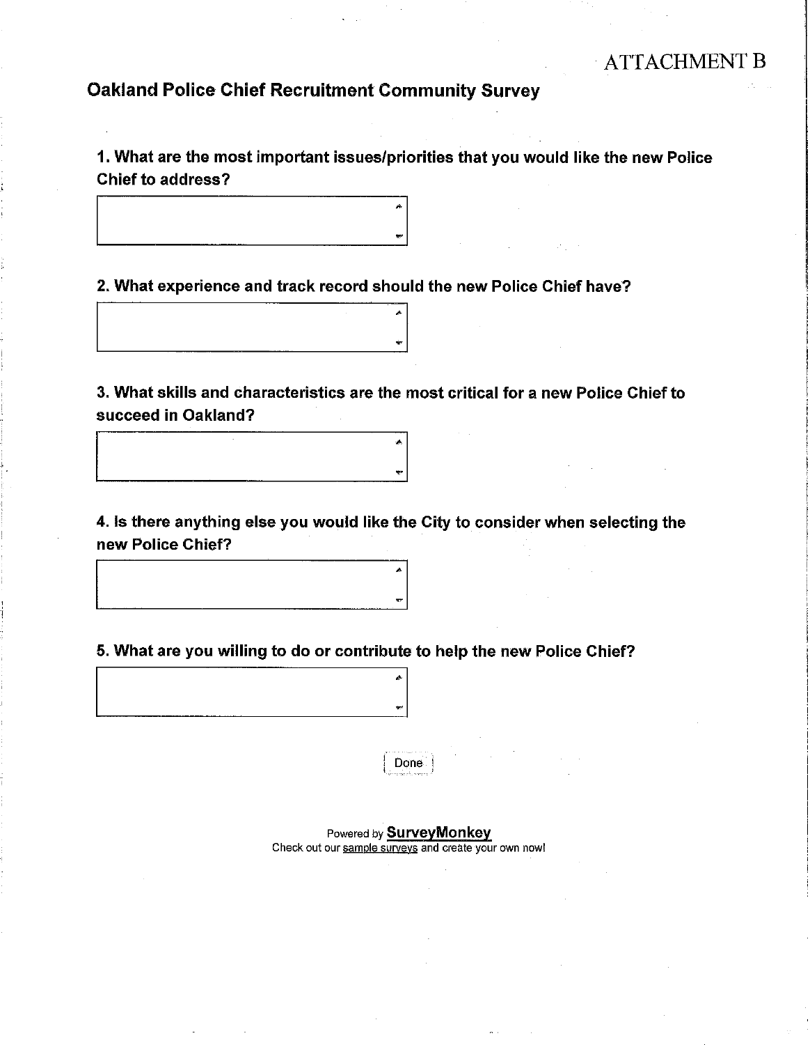ATTACHMENT B

## Oakland Police Chief Recruitment Community Survey

**1. What are the most important issues/priorities that you would like the new Police Chief to address?**

**2. What experience and track record should the new Police Chief have?**

**3. What skills and characteristics are the most critical for a new Police Chief to succeed in Oakland?**

**4. Is there anything else you would like the City to consider when selecting the new Police Chief?**

**5. What are you willing to do or contribute to help the new Police Chief?**

Done

Powered by **SurveyMonkey**
Check out our sample surveys and create your own now!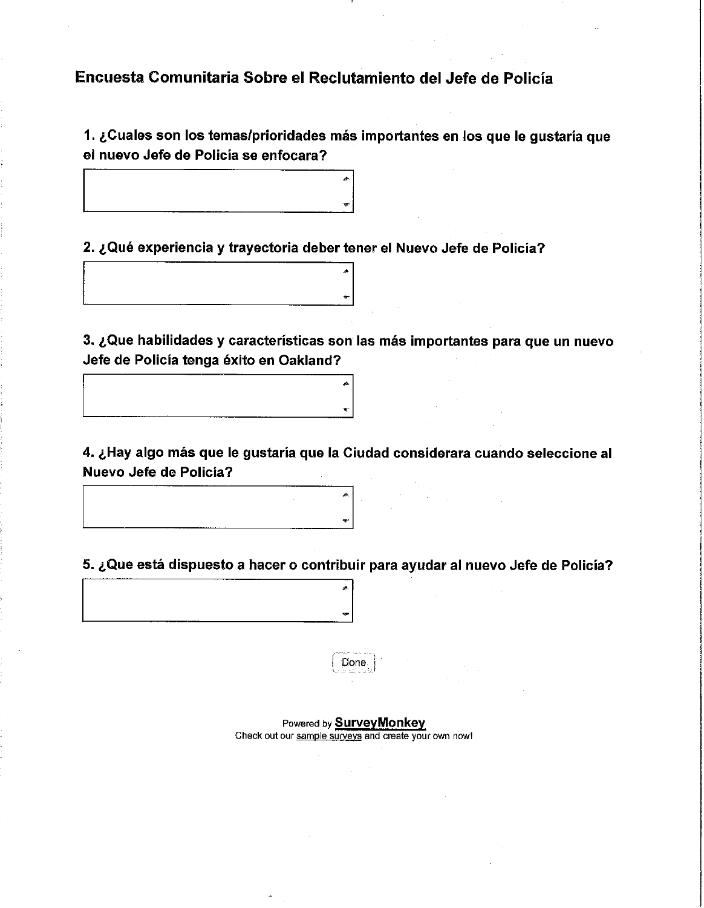## Encuesta Comunitaria Sobre el Reclutamiento del Jefe de Policía

**1. ¿Cuales son los temas/prioridades más importantes en los que le gustaría que el nuevo Jefe de Policía se enfocara?**

**2. ¿Qué experiencia y trayectoria deber tener el Nuevo Jefe de Policía?**

**3. ¿Que habilidades y características son las más importantes para que un nuevo Jefe de Policía tenga éxito en Oakland?**

**4. ¿Hay algo más que le gustaría que la Ciudad considerara cuando seleccione al Nuevo Jefe de Policía?**

**5. ¿Que está dispuesto a hacer o contribuir para ayudar al nuevo Jefe de Policía?**

Done

Powered by **SurveyMonkey**
Check out our sample surveys and create your own now!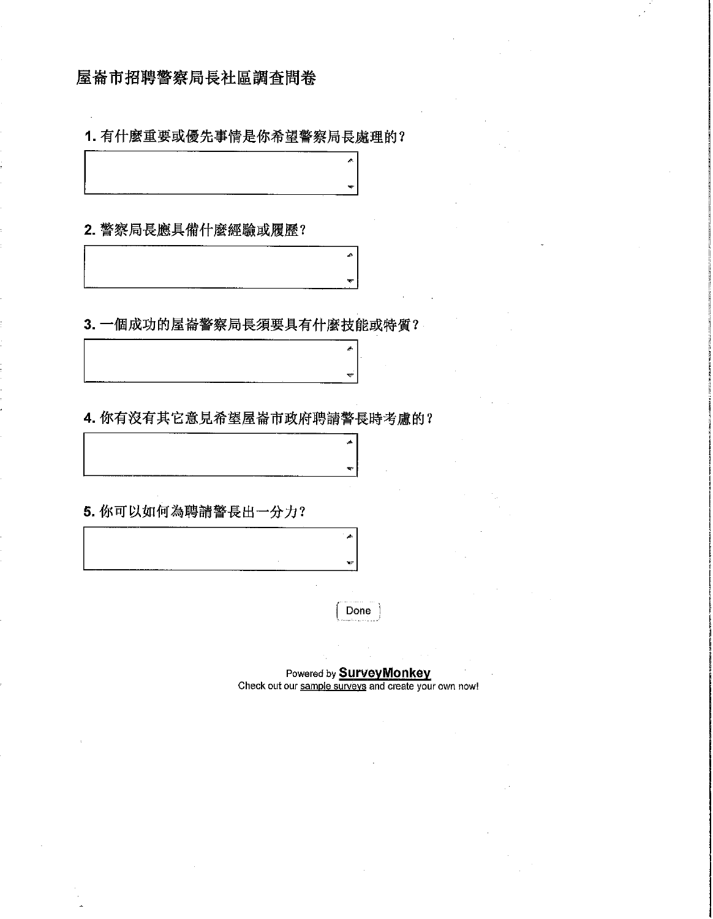# 屋崙市招聘警察局長社區調查問卷

**1.** 有什麼重要或優先事情是你希望警察局長處理的？

**2.** 警察局長應具備什麼經驗或履歷？

**3.** 一個成功的屋崙警察局長須要具有什麼技能或特質？

**4.** 你有沒有其它意見希望屋崙市政府聘請警長時考慮的？

**5.** 你可以如何為聘請警長出一分力？

Done

Powered by **SurveyMonkey**
Check out our sample surveys and create your own now!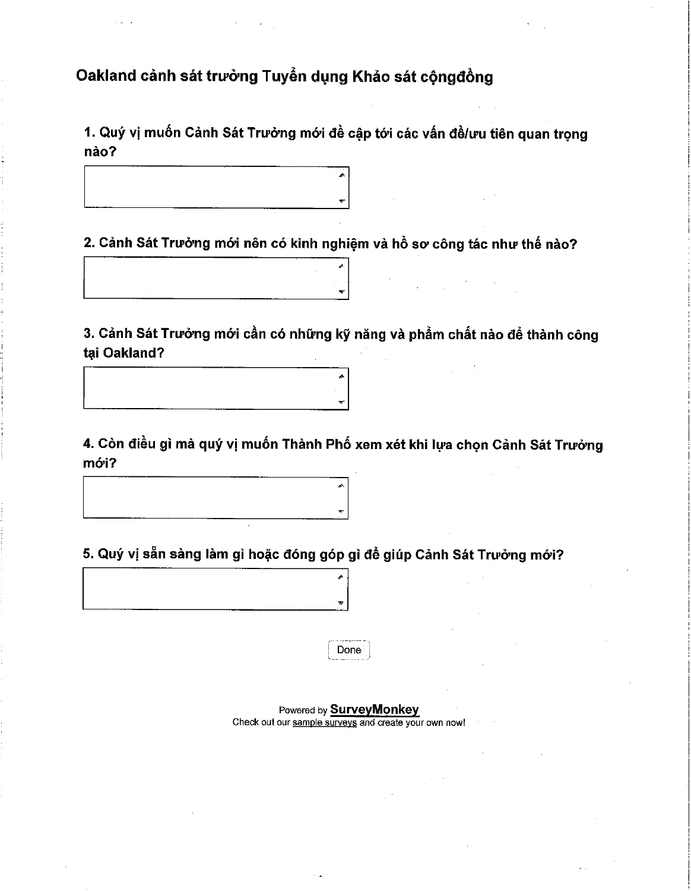## Oakland cảnh sát trưởng Tuyển dụng Khảo sát cộngđồng

**1. Quý vị muốn Cảnh Sát Trưởng mới đề cập tới các vấn đề/ưu tiên quan trọng nào?**

**2. Cảnh Sát Trưởng mới nên có kinh nghiệm và hồ sơ công tác như thế nào?**

**3. Cảnh Sát Trưởng mới cần có những kỹ năng và phẩm chất nào để thành công tại Oakland?**

**4. Còn điều gì mà quý vị muốn Thành Phố xem xét khi lựa chọn Cảnh Sát Trưởng mới?**

**5. Quý vị sẵn sàng làm gì hoặc đóng góp gì để giúp Cảnh Sát Trưởng mới?**

Done

Powered by **SurveyMonkey**
Check out our sample surveys and create your own now!